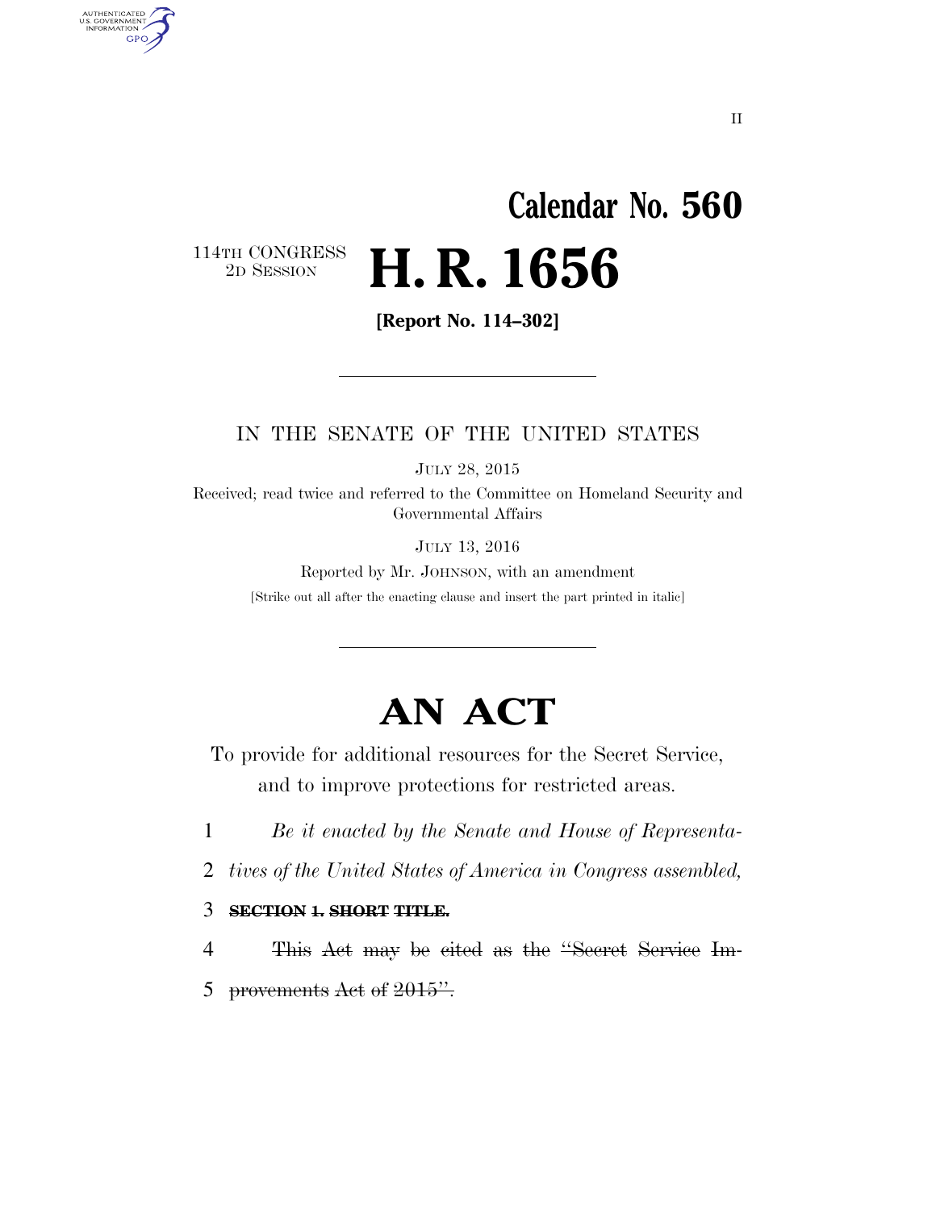II

# Calendar No. 560

114TH CONGRESS
2D SESSION

# H. R. 1656

**[Report No. 114–302]**

IN THE SENATE OF THE UNITED STATES

JULY 28, 2015

Received; read twice and referred to the Committee on Homeland Security and Governmental Affairs

JULY 13, 2016

Reported by Mr. JOHNSON, with an amendment

[Strike out all after the enacting clause and insert the part printed in italic]

# AN ACT

To provide for additional resources for the Secret Service, and to improve protections for restricted areas.

1 *Be it enacted by the Senate and House of Representa-*
2 *tives of the United States of America in Congress assembled,*
3 ~~**SECTION 1. SHORT TITLE.**~~
4 ~~This Act may be cited as the "Secret Service Im-~~
5 ~~provements Act of 2015".~~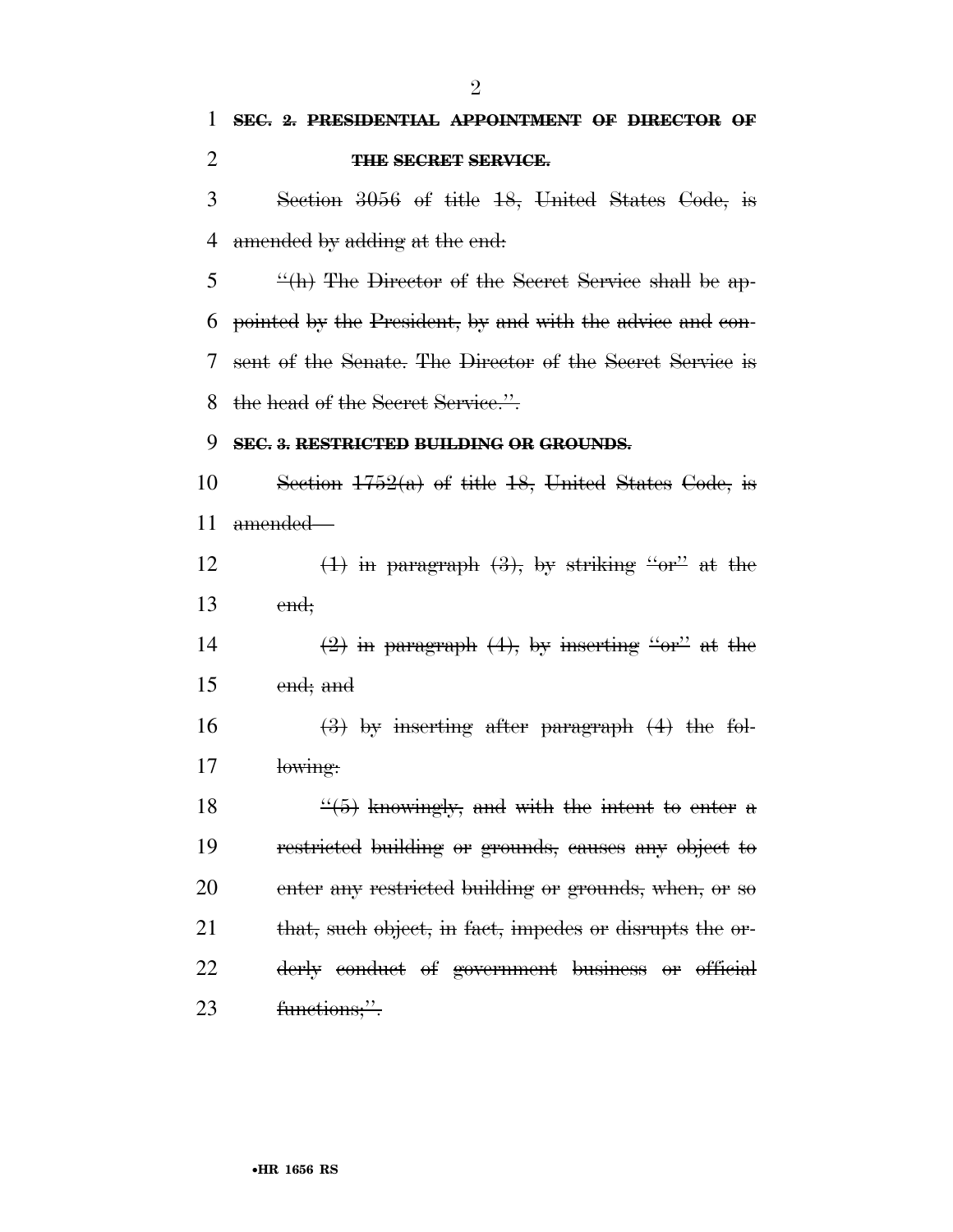~~**SEC. 2. PRESIDENTIAL APPOINTMENT OF DIRECTOR OF THE SECRET SERVICE.**~~

~~Section 3056 of title 18, United States Code, is amended by adding at the end:~~

~~"(h) The Director of the Secret Service shall be appointed by the President, by and with the advice and consent of the Senate. The Director of the Secret Service is the head of the Secret Service.".~~

~~**SEC. 3. RESTRICTED BUILDING OR GROUNDS.**~~

~~Section 1752(a) of title 18, United States Code, is amended—~~

~~(1) in paragraph (3), by striking "or" at the end;~~

~~(2) in paragraph (4), by inserting "or" at the end; and~~

~~(3) by inserting after paragraph (4) the following:~~

~~"(5) knowingly, and with the intent to enter a restricted building or grounds, causes any object to enter any restricted building or grounds, when, or so that, such object, in fact, impedes or disrupts the orderly conduct of government business or official functions;".~~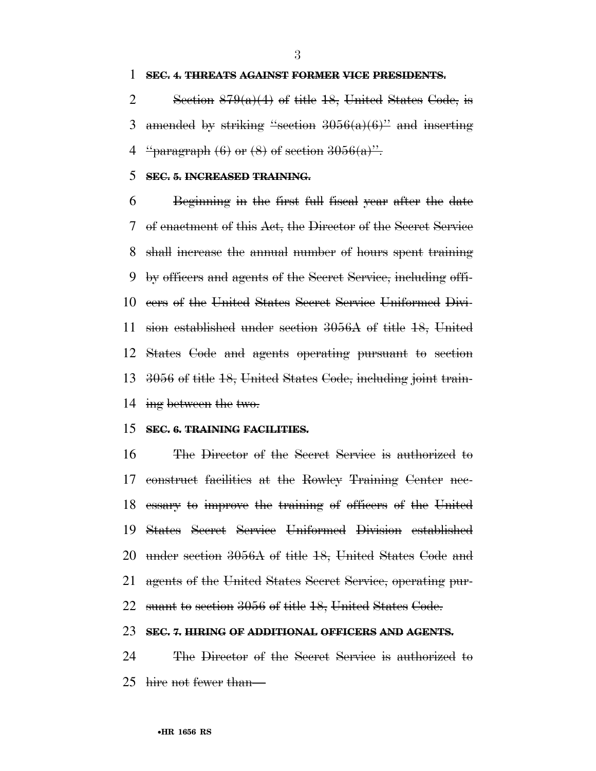**SEC. 4. THREATS AGAINST FORMER VICE PRESIDENTS.**

Section 879(a)(4) of title 18, United States Code, is amended by striking "section 3056(a)(6)" and inserting "paragraph (6) or (8) of section 3056(a)".

**SEC. 5. INCREASED TRAINING.**

Beginning in the first full fiscal year after the date of enactment of this Act, the Director of the Secret Service shall increase the annual number of hours spent training by officers and agents of the Secret Service, including officers of the United States Secret Service Uniformed Division established under section 3056A of title 18, United States Code and agents operating pursuant to section 3056 of title 18, United States Code, including joint training between the two.

**SEC. 6. TRAINING FACILITIES.**

The Director of the Secret Service is authorized to construct facilities at the Rowley Training Center necessary to improve the training of officers of the United States Secret Service Uniformed Division established under section 3056A of title 18, United States Code and agents of the United States Secret Service, operating pursuant to section 3056 of title 18, United States Code.

**SEC. 7. HIRING OF ADDITIONAL OFFICERS AND AGENTS.**

The Director of the Secret Service is authorized to hire not fewer than—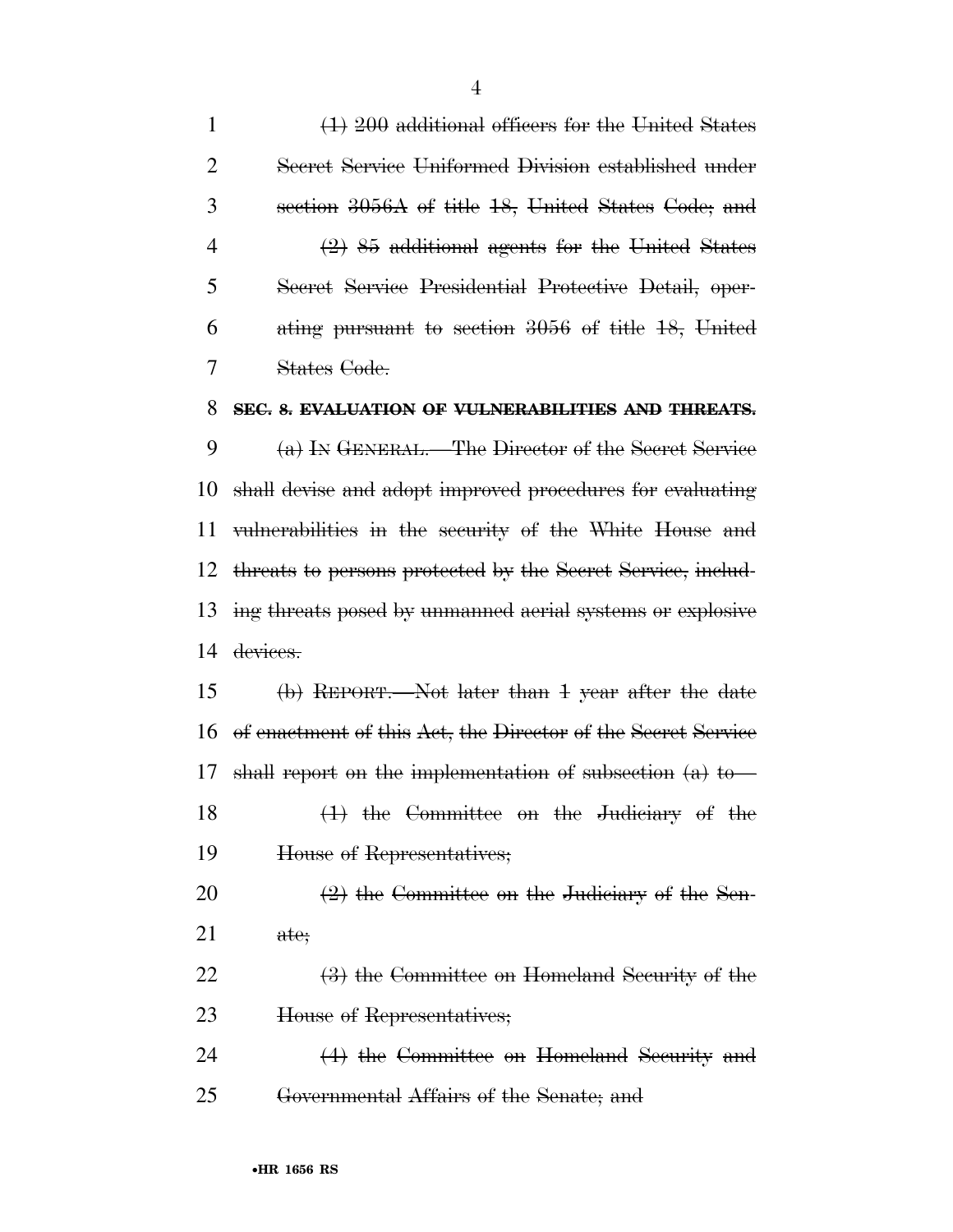~~(1) 200 additional officers for the United States Secret Service Uniformed Division established under section 3056A of title 18, United States Code; and~~

~~(2) 85 additional agents for the United States Secret Service Presidential Protective Detail, operating pursuant to section 3056 of title 18, United States Code.~~

**~~SEC. 8. EVALUATION OF VULNERABILITIES AND THREATS.~~**

~~(a) IN GENERAL.—The Director of the Secret Service shall devise and adopt improved procedures for evaluating vulnerabilities in the security of the White House and threats to persons protected by the Secret Service, including threats posed by unmanned aerial systems or explosive devices.~~

~~(b) REPORT.—Not later than 1 year after the date of enactment of this Act, the Director of the Secret Service shall report on the implementation of subsection (a) to—~~

~~(1) the Committee on the Judiciary of the House of Representatives;~~

~~(2) the Committee on the Judiciary of the Senate;~~

~~(3) the Committee on Homeland Security of the House of Representatives;~~

~~(4) the Committee on Homeland Security and Governmental Affairs of the Senate; and~~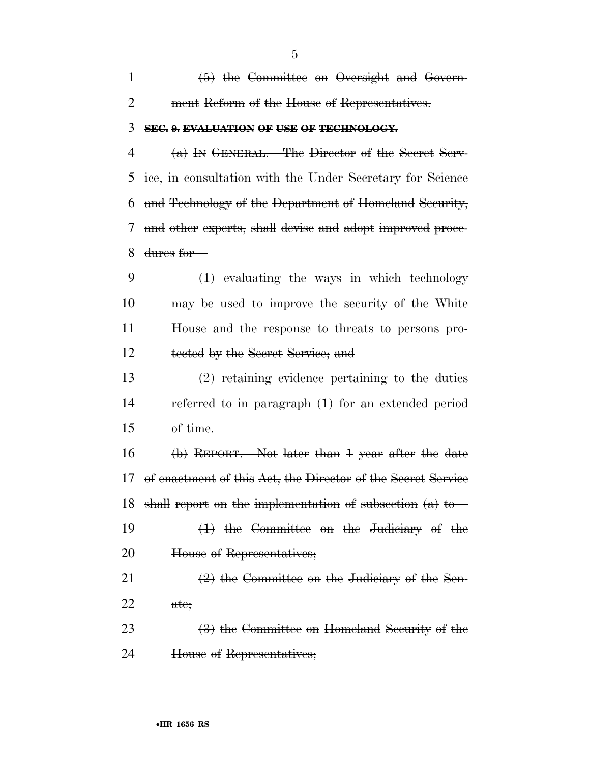(5) the Committee on Oversight and Government Reform of the House of Representatives.

**SEC. 9. EVALUATION OF USE OF TECHNOLOGY.**

(a) IN GENERAL.—The Director of the Secret Service, in consultation with the Under Secretary for Science and Technology of the Department of Homeland Security, and other experts, shall devise and adopt improved procedures for—

(1) evaluating the ways in which technology may be used to improve the security of the White House and the response to threats to persons protected by the Secret Service; and

(2) retaining evidence pertaining to the duties referred to in paragraph (1) for an extended period of time.

(b) REPORT.—Not later than 1 year after the date of enactment of this Act, the Director of the Secret Service shall report on the implementation of subsection (a) to—

(1) the Committee on the Judiciary of the House of Representatives;

(2) the Committee on the Judiciary of the Senate;

(3) the Committee on Homeland Security of the House of Representatives;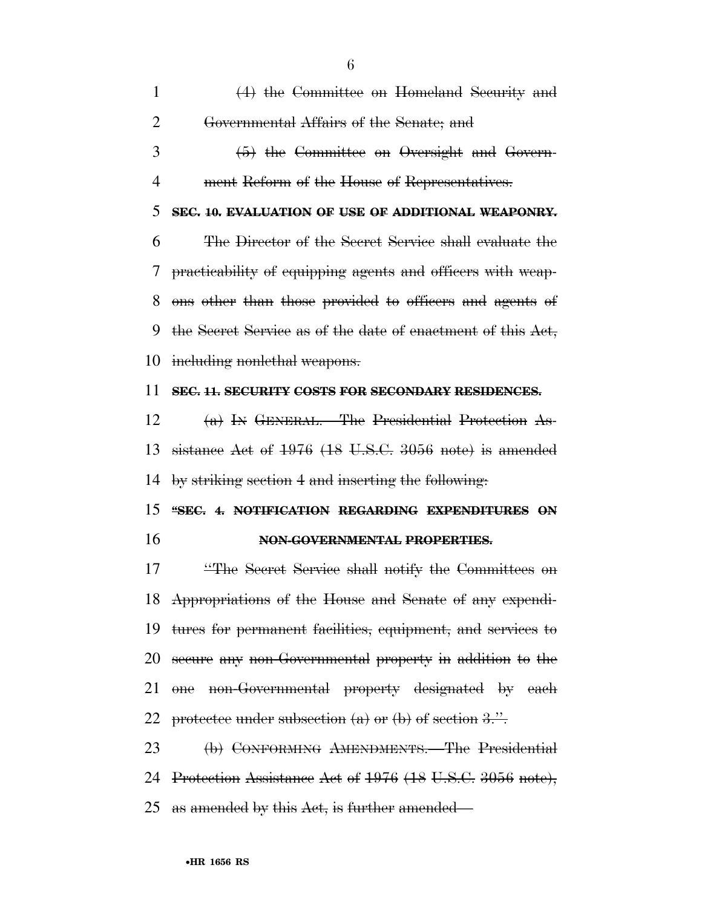(4) the Committee on Homeland Security and Governmental Affairs of the Senate; and

(5) the Committee on Oversight and Government Reform of the House of Representatives.

**SEC. 10. EVALUATION OF USE OF ADDITIONAL WEAPONRY.**

The Director of the Secret Service shall evaluate the practicability of equipping agents and officers with weapons other than those provided to officers and agents of the Secret Service as of the date of enactment of this Act, including nonlethal weapons.

**SEC. 11. SECURITY COSTS FOR SECONDARY RESIDENCES.**

(a) IN GENERAL.—The Presidential Protection Assistance Act of 1976 (18 U.S.C. 3056 note) is amended by striking section 4 and inserting the following:

**"SEC. 4. NOTIFICATION REGARDING EXPENDITURES ON NON-GOVERNMENTAL PROPERTIES.**

"The Secret Service shall notify the Committees on Appropriations of the House and Senate of any expenditures for permanent facilities, equipment, and services to secure any non-Governmental property in addition to the one non-Governmental property designated by each protectee under subsection (a) or (b) of section 3.".

(b) CONFORMING AMENDMENTS.—The Presidential Protection Assistance Act of 1976 (18 U.S.C. 3056 note), as amended by this Act, is further amended—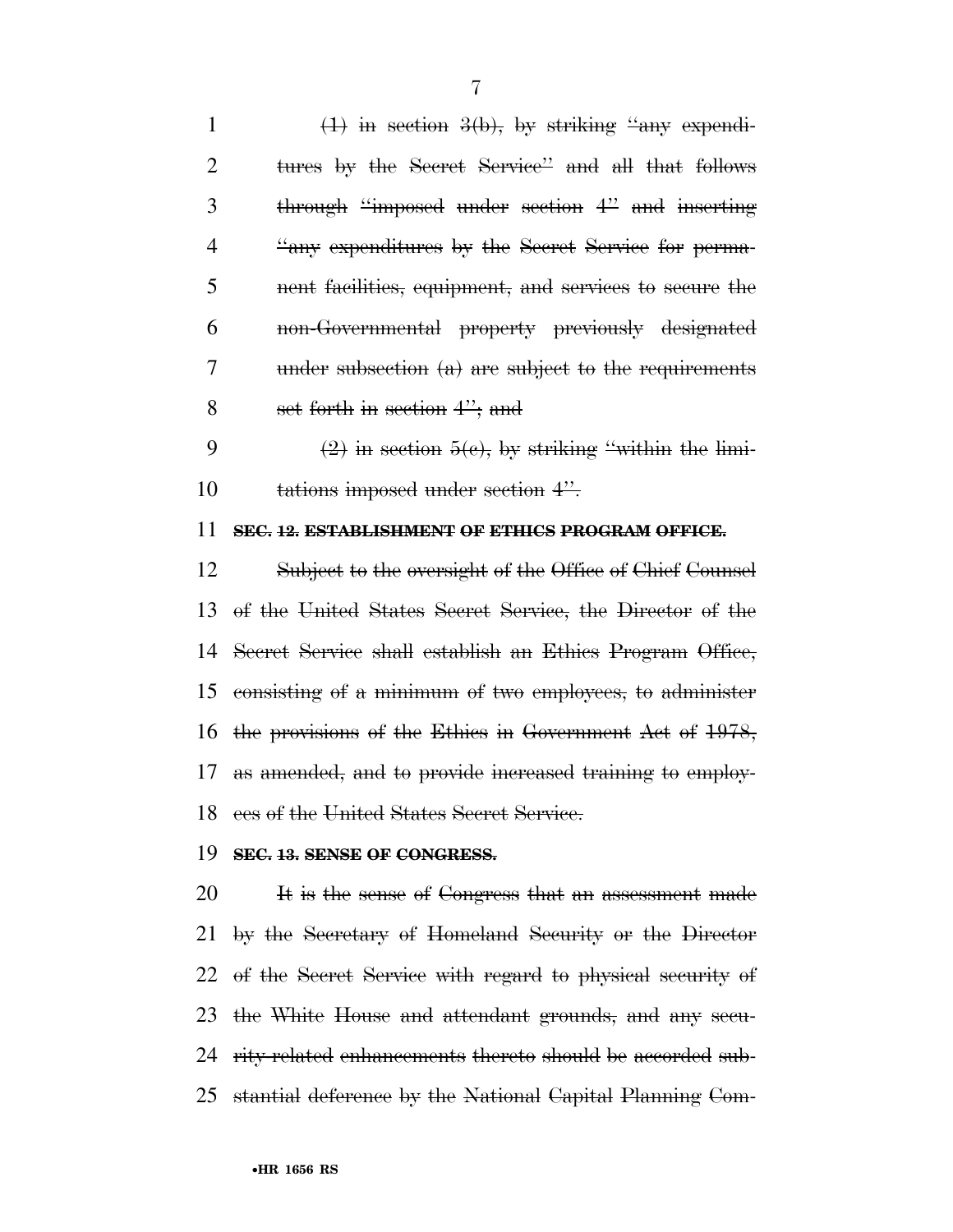(1) in section 3(b), by striking "any expenditures by the Secret Service" and all that follows through "imposed under section 4" and inserting "any expenditures by the Secret Service for permanent facilities, equipment, and services to secure the non-Governmental property previously designated under subsection (a) are subject to the requirements set forth in section 4"; and

(2) in section 5(c), by striking "within the limitations imposed under section 4".

**SEC. 12. ESTABLISHMENT OF ETHICS PROGRAM OFFICE.**

Subject to the oversight of the Office of Chief Counsel of the United States Secret Service, the Director of the Secret Service shall establish an Ethics Program Office, consisting of a minimum of two employees, to administer the provisions of the Ethics in Government Act of 1978, as amended, and to provide increased training to employees of the United States Secret Service.

**SEC. 13. SENSE OF CONGRESS.**

It is the sense of Congress that an assessment made by the Secretary of Homeland Security or the Director of the Secret Service with regard to physical security of the White House and attendant grounds, and any security-related enhancements thereto should be accorded substantial deference by the National Capital Planning Com-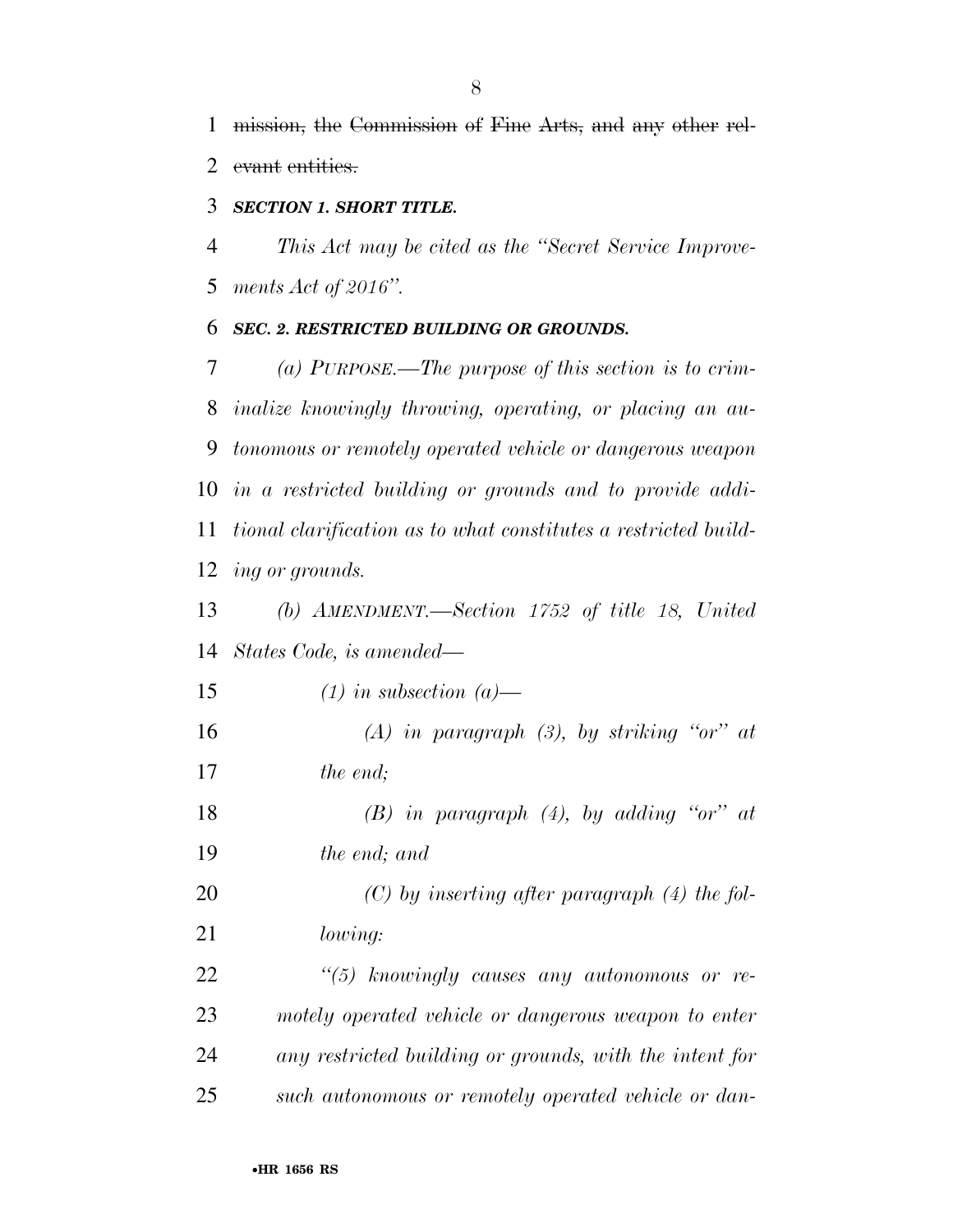~~mission, the Commission of Fine Arts, and any other relevant entities.~~

***SECTION 1. SHORT TITLE.***

*This Act may be cited as the "Secret Service Improvements Act of 2016".*

***SEC. 2. RESTRICTED BUILDING OR GROUNDS.***

*(a) PURPOSE.—The purpose of this section is to criminalize knowingly throwing, operating, or placing an autonomous or remotely operated vehicle or dangerous weapon in a restricted building or grounds and to provide additional clarification as to what constitutes a restricted building or grounds.*

*(b) AMENDMENT.—Section 1752 of title 18, United States Code, is amended—*

*(1) in subsection (a)—*

*(A) in paragraph (3), by striking "or" at the end;*

*(B) in paragraph (4), by adding "or" at the end; and*

*(C) by inserting after paragraph (4) the following:*

*"(5) knowingly causes any autonomous or remotely operated vehicle or dangerous weapon to enter any restricted building or grounds, with the intent for such autonomous or remotely operated vehicle or dan-*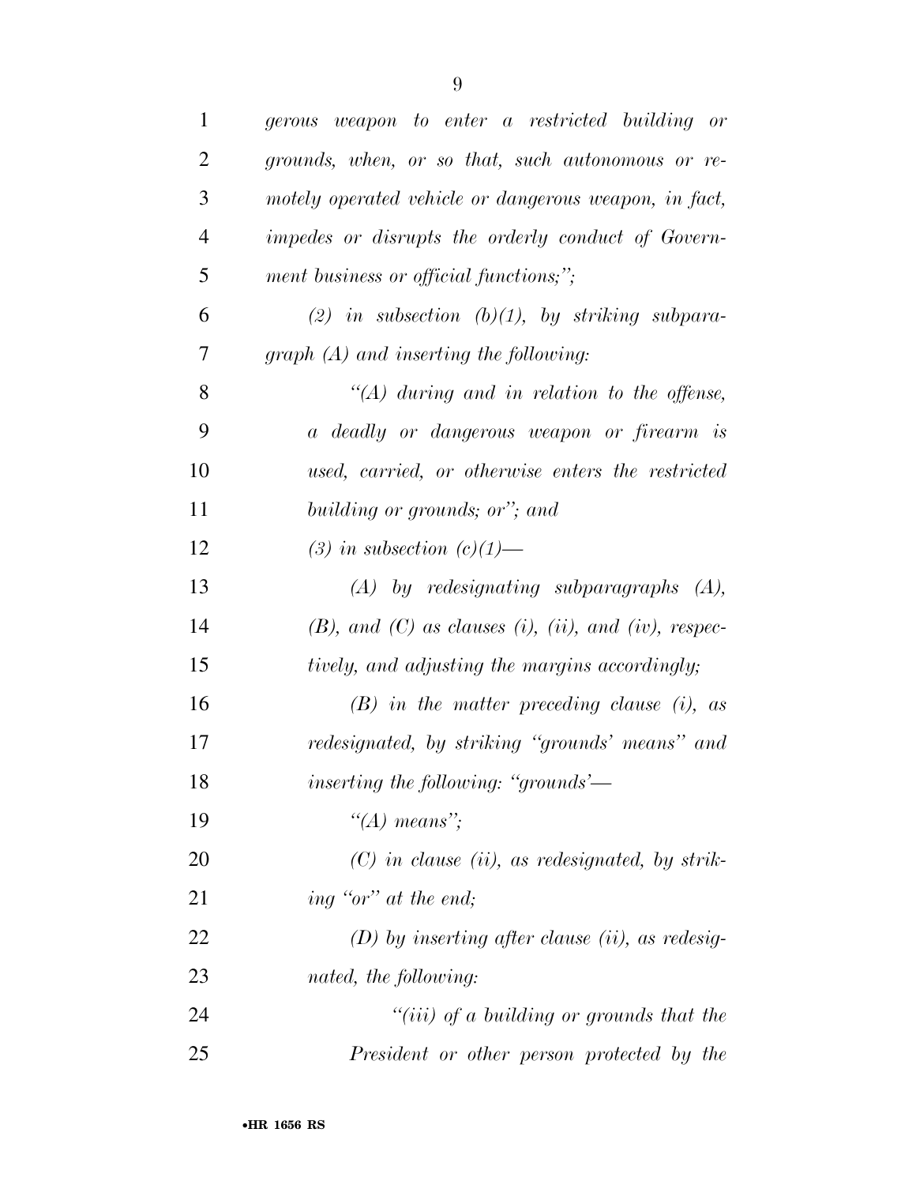*gerous weapon to enter a restricted building or grounds, when, or so that, such autonomous or remotely operated vehicle or dangerous weapon, in fact, impedes or disrupts the orderly conduct of Government business or official functions;";*

*(2) in subsection (b)(1), by striking subparagraph (A) and inserting the following:*

*"(A) during and in relation to the offense, a deadly or dangerous weapon or firearm is used, carried, or otherwise enters the restricted building or grounds; or"; and*

*(3) in subsection (c)(1)—*

*(A) by redesignating subparagraphs (A), (B), and (C) as clauses (i), (ii), and (iv), respectively, and adjusting the margins accordingly;*

*(B) in the matter preceding clause (i), as redesignated, by striking "grounds' means" and inserting the following: "grounds'—*

*"(A) means";*

*(C) in clause (ii), as redesignated, by striking "or" at the end;*

*(D) by inserting after clause (ii), as redesignated, the following:*

*"(iii) of a building or grounds that the President or other person protected by the*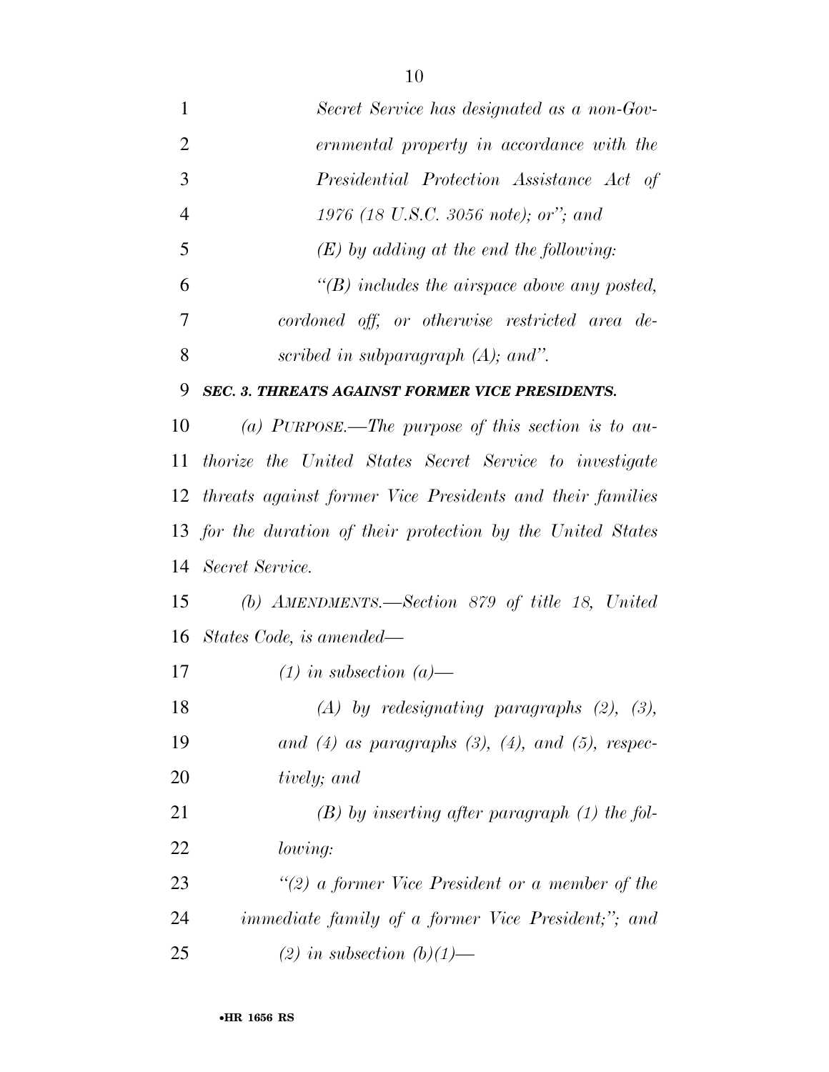*Secret Service has designated as a non-Governmental property in accordance with the Presidential Protection Assistance Act of 1976 (18 U.S.C. 3056 note); or"; and*

*(E) by adding at the end the following:*

*"(B) includes the airspace above any posted, cordoned off, or otherwise restricted area described in subparagraph (A); and".*

***SEC. 3. THREATS AGAINST FORMER VICE PRESIDENTS.***

*(a) PURPOSE.—The purpose of this section is to authorize the United States Secret Service to investigate threats against former Vice Presidents and their families for the duration of their protection by the United States Secret Service.*

*(b) AMENDMENTS.—Section 879 of title 18, United States Code, is amended—*

*(1) in subsection (a)—*

*(A) by redesignating paragraphs (2), (3), and (4) as paragraphs (3), (4), and (5), respectively; and*

*(B) by inserting after paragraph (1) the following:*

*"(2) a former Vice President or a member of the immediate family of a former Vice President;"; and*

*(2) in subsection (b)(1)—*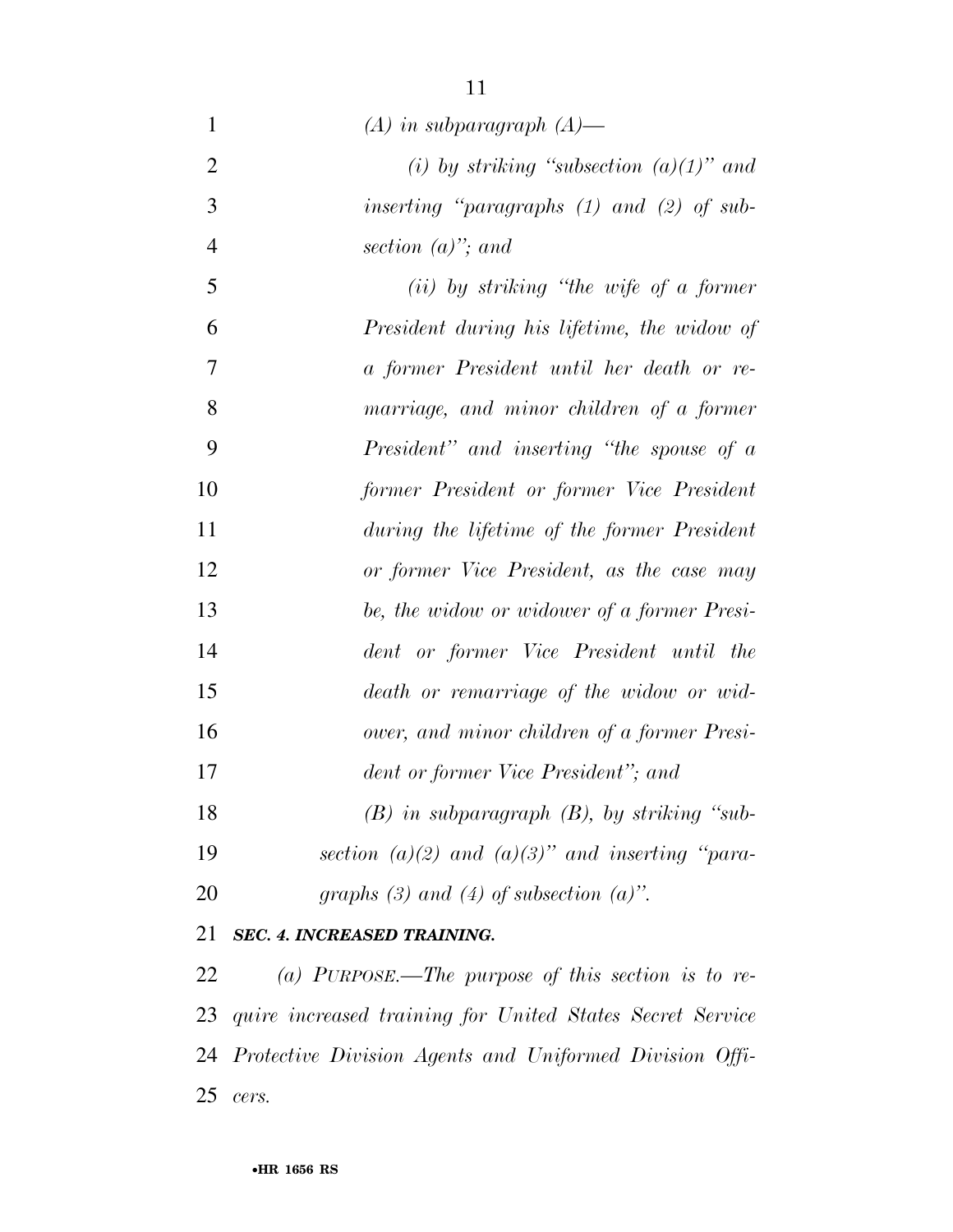*(A) in subparagraph (A)—*

*(i) by striking "subsection (a)(1)" and inserting "paragraphs (1) and (2) of subsection (a)"; and*

*(ii) by striking "the wife of a former President during his lifetime, the widow of a former President until her death or remarriage, and minor children of a former President" and inserting "the spouse of a former President or former Vice President during the lifetime of the former President or former Vice President, as the case may be, the widow or widower of a former President or former Vice President until the death or remarriage of the widow or widower, and minor children of a former President or former Vice President"; and*

*(B) in subparagraph (B), by striking "subsection (a)(2) and (a)(3)" and inserting "paragraphs (3) and (4) of subsection (a)".*

***SEC. 4. INCREASED TRAINING.***

*(a) PURPOSE.—The purpose of this section is to require increased training for United States Secret Service Protective Division Agents and Uniformed Division Officers.*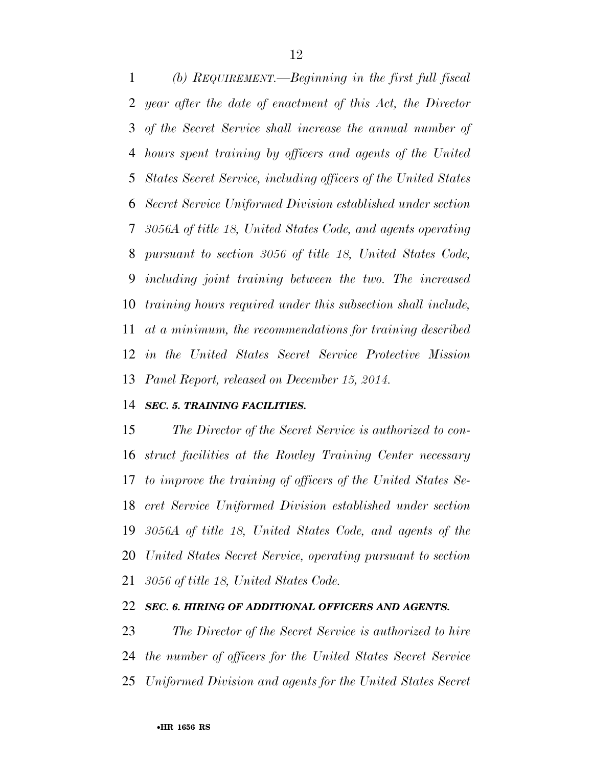*(b) REQUIREMENT.—Beginning in the first full fiscal year after the date of enactment of this Act, the Director of the Secret Service shall increase the annual number of hours spent training by officers and agents of the United States Secret Service, including officers of the United States Secret Service Uniformed Division established under section 3056A of title 18, United States Code, and agents operating pursuant to section 3056 of title 18, United States Code, including joint training between the two. The increased training hours required under this subsection shall include, at a minimum, the recommendations for training described in the United States Secret Service Protective Mission Panel Report, released on December 15, 2014.*

***SEC. 5. TRAINING FACILITIES.***

*The Director of the Secret Service is authorized to construct facilities at the Rowley Training Center necessary to improve the training of officers of the United States Secret Service Uniformed Division established under section 3056A of title 18, United States Code, and agents of the United States Secret Service, operating pursuant to section 3056 of title 18, United States Code.*

***SEC. 6. HIRING OF ADDITIONAL OFFICERS AND AGENTS.***

*The Director of the Secret Service is authorized to hire the number of officers for the United States Secret Service Uniformed Division and agents for the United States Secret*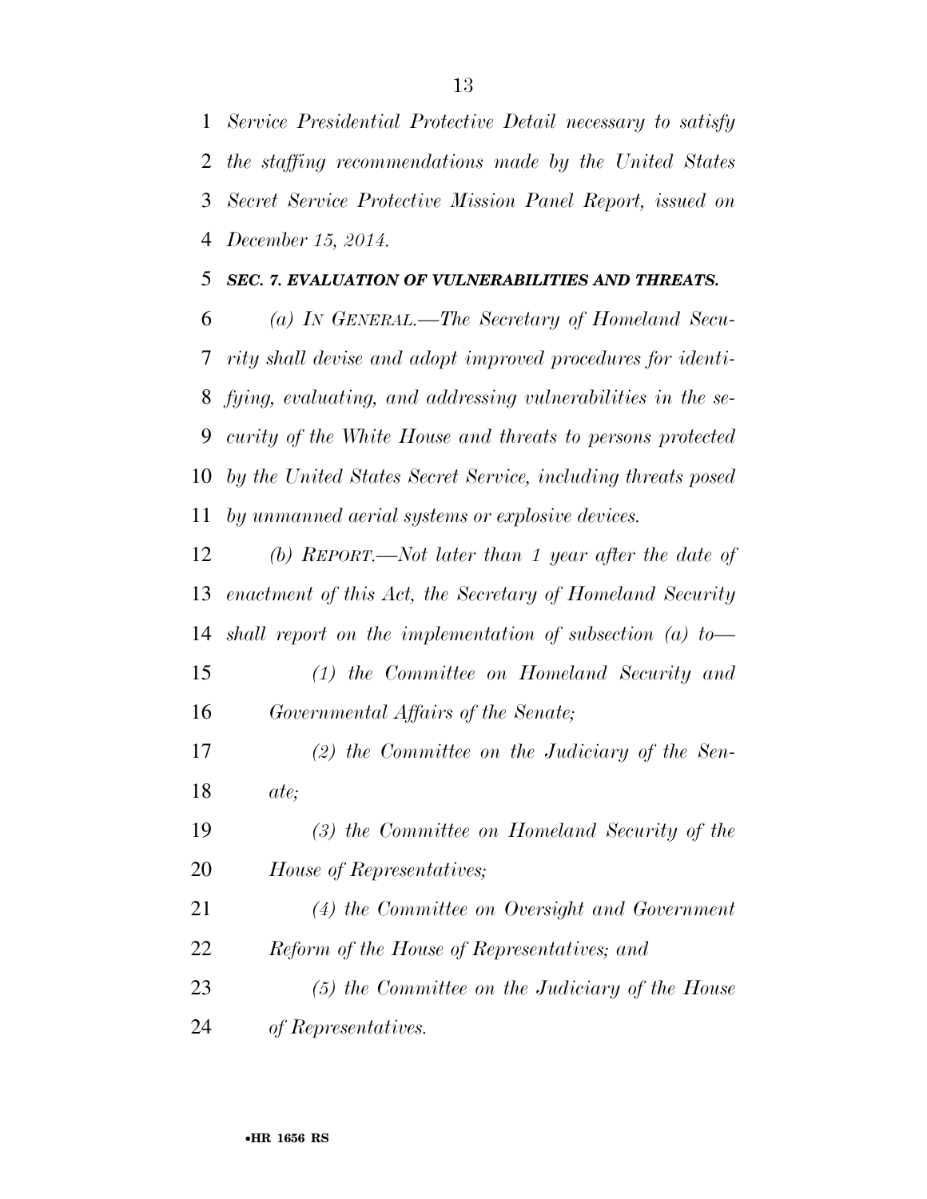*Service Presidential Protective Detail necessary to satisfy the staffing recommendations made by the United States Secret Service Protective Mission Panel Report, issued on December 15, 2014.*

### ***SEC. 7. EVALUATION OF VULNERABILITIES AND THREATS.***

*(a) IN GENERAL.—The Secretary of Homeland Security shall devise and adopt improved procedures for identifying, evaluating, and addressing vulnerabilities in the security of the White House and threats to persons protected by the United States Secret Service, including threats posed by unmanned aerial systems or explosive devices.*

*(b) REPORT.—Not later than 1 year after the date of enactment of this Act, the Secretary of Homeland Security shall report on the implementation of subsection (a) to—*

*(1) the Committee on Homeland Security and Governmental Affairs of the Senate;*

*(2) the Committee on the Judiciary of the Senate;*

*(3) the Committee on Homeland Security of the House of Representatives;*

*(4) the Committee on Oversight and Government Reform of the House of Representatives; and*

*(5) the Committee on the Judiciary of the House of Representatives.*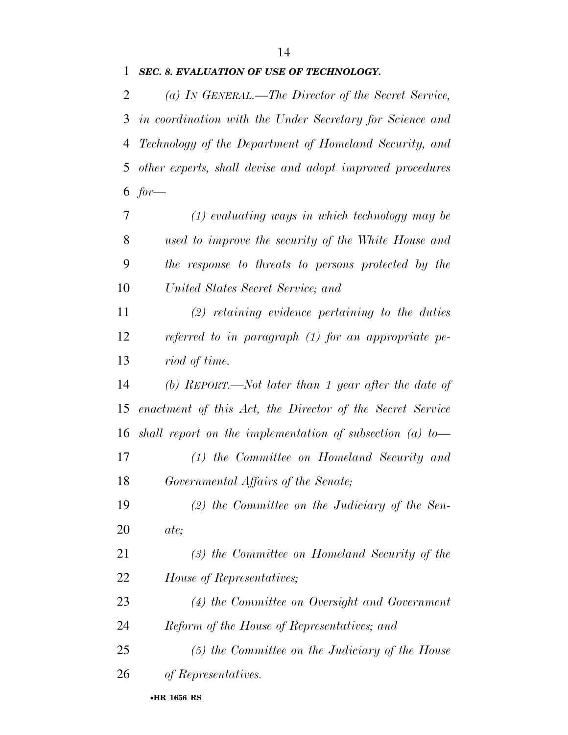***SEC. 8. EVALUATION OF USE OF TECHNOLOGY.***

*(a) IN GENERAL.—The Director of the Secret Service, in coordination with the Under Secretary for Science and Technology of the Department of Homeland Security, and other experts, shall devise and adopt improved procedures for—*

*(1) evaluating ways in which technology may be used to improve the security of the White House and the response to threats to persons protected by the United States Secret Service; and*

*(2) retaining evidence pertaining to the duties referred to in paragraph (1) for an appropriate period of time.*

*(b) REPORT.—Not later than 1 year after the date of enactment of this Act, the Director of the Secret Service shall report on the implementation of subsection (a) to—*

*(1) the Committee on Homeland Security and Governmental Affairs of the Senate;*

*(2) the Committee on the Judiciary of the Senate;*

*(3) the Committee on Homeland Security of the House of Representatives;*

*(4) the Committee on Oversight and Government Reform of the House of Representatives; and*

*(5) the Committee on the Judiciary of the House of Representatives.*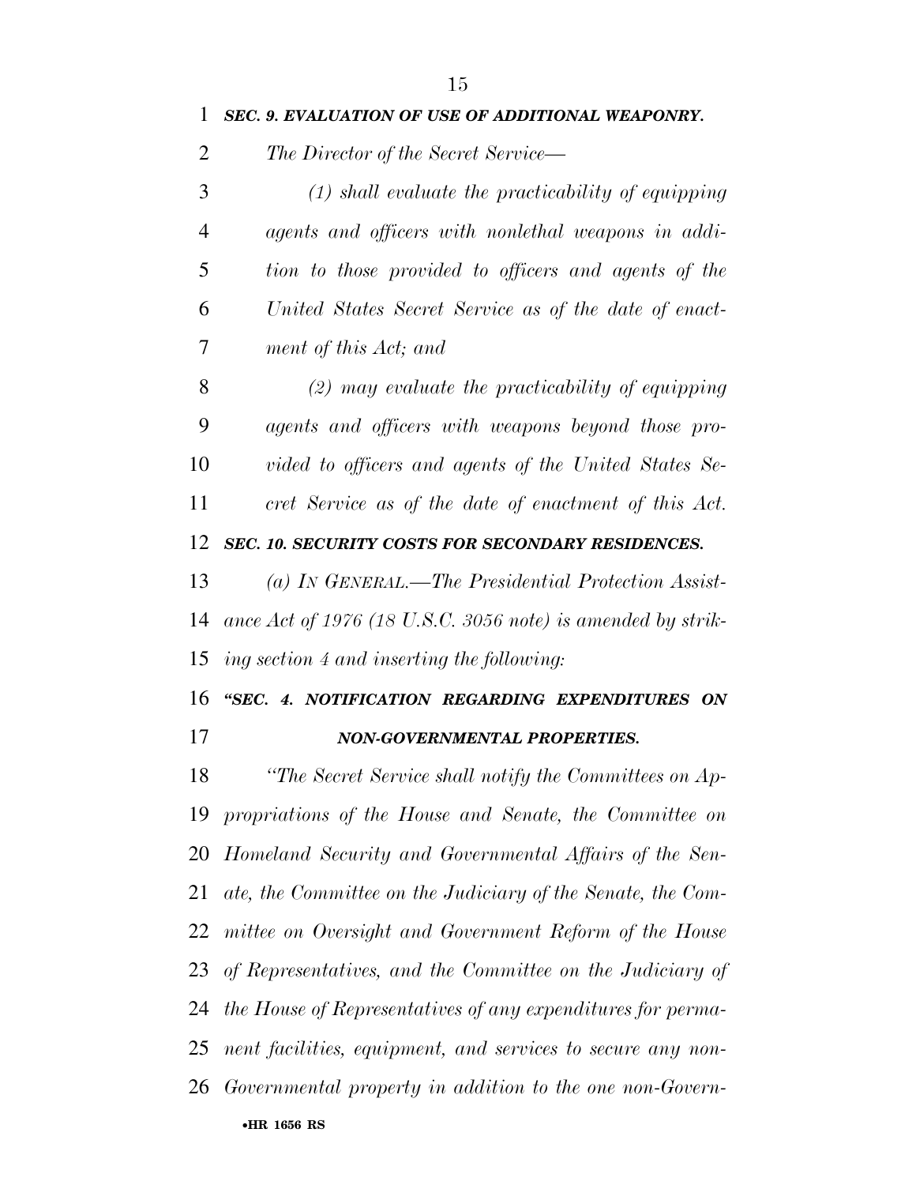***SEC. 9. EVALUATION OF USE OF ADDITIONAL WEAPONRY.***

*The Director of the Secret Service—*

*(1) shall evaluate the practicability of equipping agents and officers with nonlethal weapons in addition to those provided to officers and agents of the United States Secret Service as of the date of enactment of this Act; and*

*(2) may evaluate the practicability of equipping agents and officers with weapons beyond those provided to officers and agents of the United States Secret Service as of the date of enactment of this Act.*

***SEC. 10. SECURITY COSTS FOR SECONDARY RESIDENCES.***

*(a) IN GENERAL.—The Presidential Protection Assistance Act of 1976 (18 U.S.C. 3056 note) is amended by striking section 4 and inserting the following:*

***"SEC. 4. NOTIFICATION REGARDING EXPENDITURES ON NON-GOVERNMENTAL PROPERTIES.***

*"The Secret Service shall notify the Committees on Appropriations of the House and Senate, the Committee on Homeland Security and Governmental Affairs of the Senate, the Committee on the Judiciary of the Senate, the Committee on Oversight and Government Reform of the House of Representatives, and the Committee on the Judiciary of the House of Representatives of any expenditures for permanent facilities, equipment, and services to secure any non-Governmental property in addition to the one non-Govern-*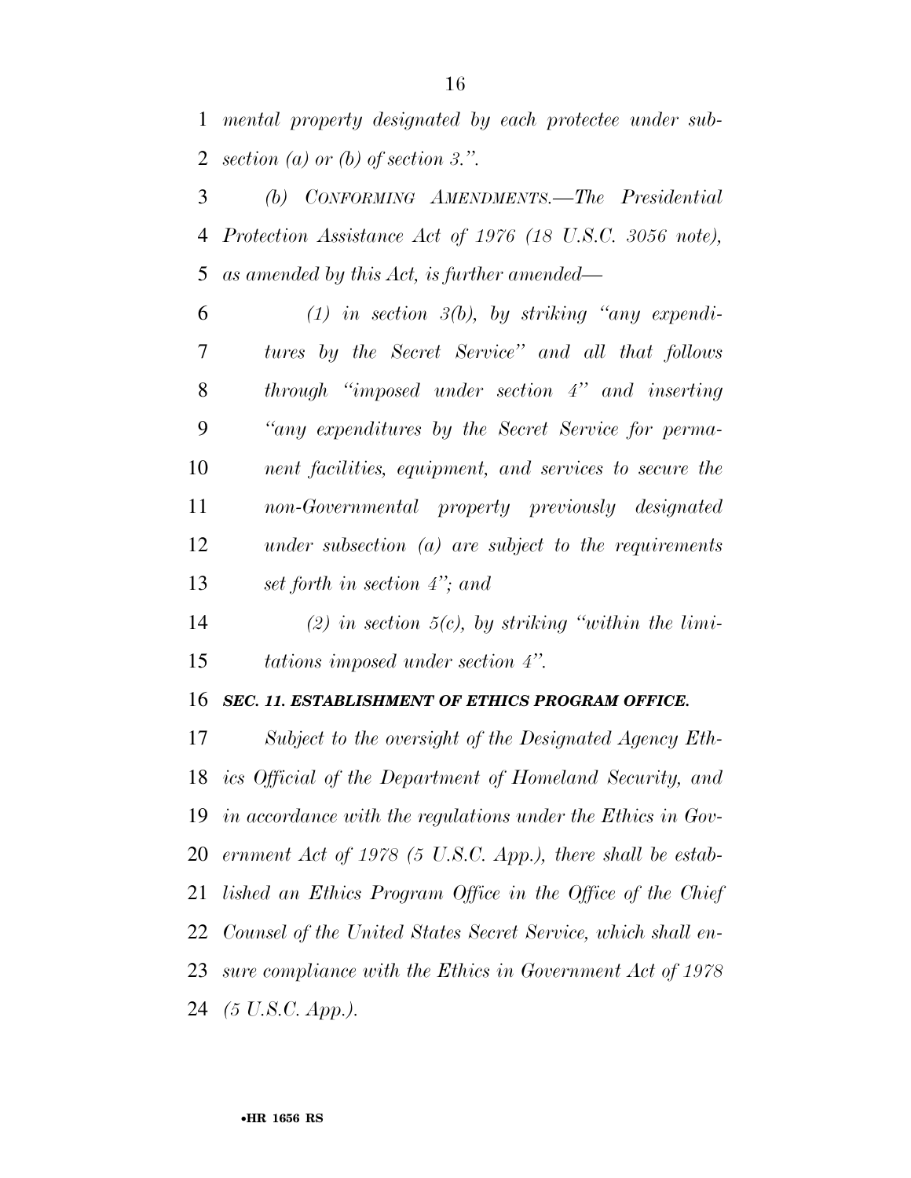*mental property designated by each protectee under subsection (a) or (b) of section 3.".*

*(b) CONFORMING AMENDMENTS.—The Presidential Protection Assistance Act of 1976 (18 U.S.C. 3056 note), as amended by this Act, is further amended—*

*(1) in section 3(b), by striking "any expenditures by the Secret Service" and all that follows through "imposed under section 4" and inserting "any expenditures by the Secret Service for permanent facilities, equipment, and services to secure the non-Governmental property previously designated under subsection (a) are subject to the requirements set forth in section 4"; and*

*(2) in section 5(c), by striking "within the limitations imposed under section 4".*

***SEC. 11. ESTABLISHMENT OF ETHICS PROGRAM OFFICE.***

*Subject to the oversight of the Designated Agency Ethics Official of the Department of Homeland Security, and in accordance with the regulations under the Ethics in Government Act of 1978 (5 U.S.C. App.), there shall be established an Ethics Program Office in the Office of the Chief Counsel of the United States Secret Service, which shall ensure compliance with the Ethics in Government Act of 1978 (5 U.S.C. App.).*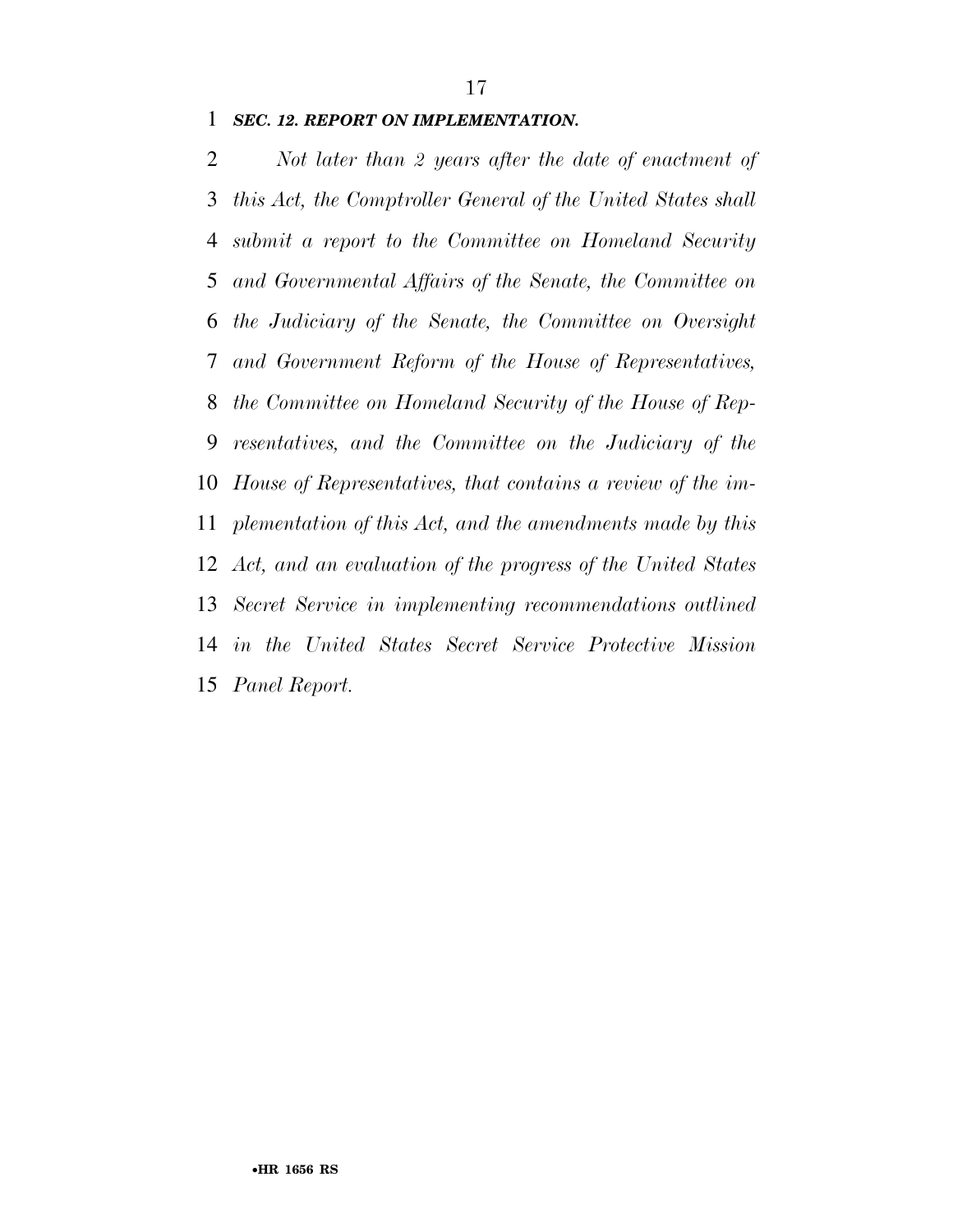***SEC. 12. REPORT ON IMPLEMENTATION.***

*Not later than 2 years after the date of enactment of this Act, the Comptroller General of the United States shall submit a report to the Committee on Homeland Security and Governmental Affairs of the Senate, the Committee on the Judiciary of the Senate, the Committee on Oversight and Government Reform of the House of Representatives, the Committee on Homeland Security of the House of Representatives, and the Committee on the Judiciary of the House of Representatives, that contains a review of the implementation of this Act, and the amendments made by this Act, and an evaluation of the progress of the United States Secret Service in implementing recommendations outlined in the United States Secret Service Protective Mission Panel Report.*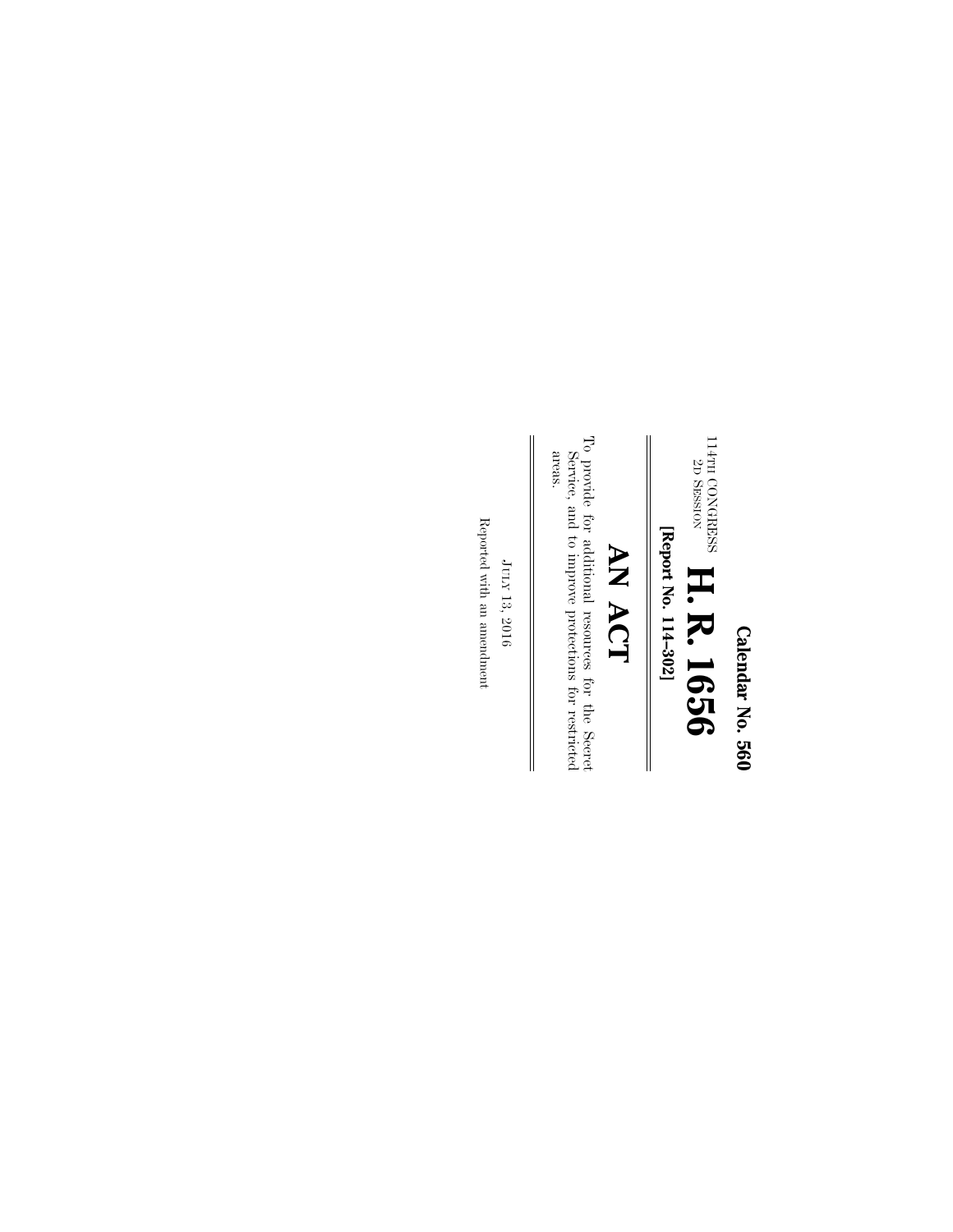**Calendar No. 560**

114TH CONGRESS
2D SESSION

# H. R. 1656

**[Report No. 114–302]**

# AN ACT

To provide for additional resources for the Secret Service, and to improve protections for restricted areas.

JULY 13, 2016

Reported with an amendment